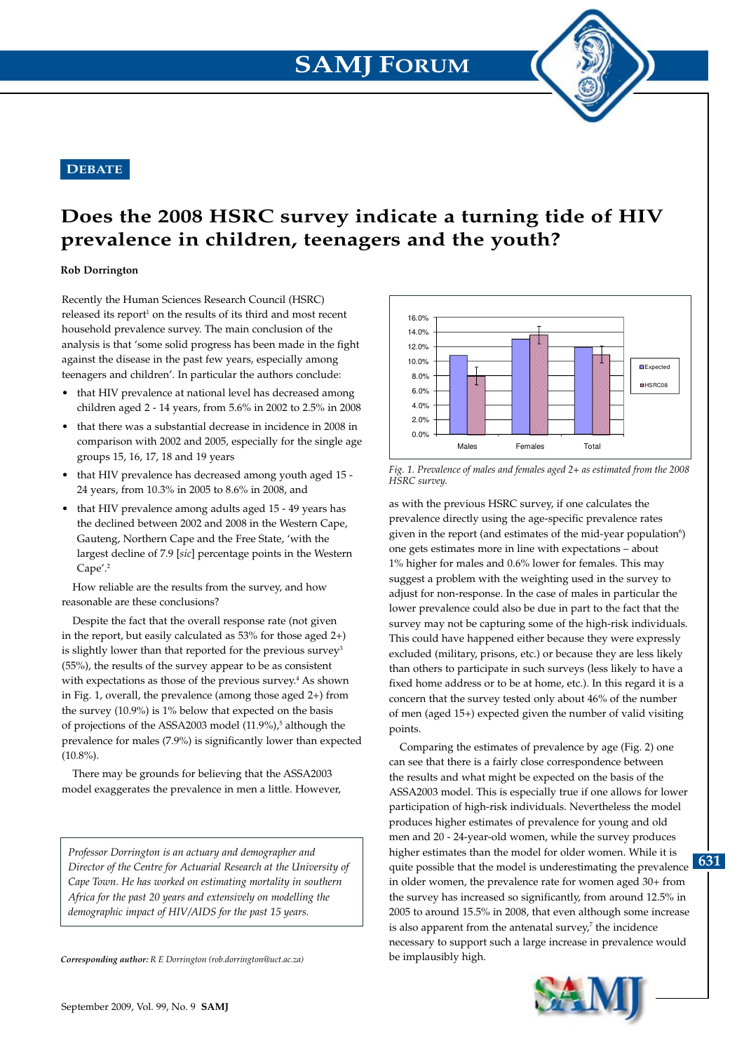DEBATE

# Does the 2008 HSRC survey indicate a turning tide of HIV prevalence in children, teenagers and the youth?

**Rob Dorrington**

Recently the Human Sciences Research Council (HSRC) released its report[1] on the results of its third and most recent household prevalence survey. The main conclusion of the analysis is that 'some solid progress has been made in the fight against the disease in the past few years, especially among teenagers and children'. In particular the authors conclude:

- that HIV prevalence at national level has decreased among children aged 2 - 14 years, from 5.6% in 2002 to 2.5% in 2008
- that there was a substantial decrease in incidence in 2008 in comparison with 2002 and 2005, especially for the single age groups 15, 16, 17, 18 and 19 years
- that HIV prevalence has decreased among youth aged 15 - 24 years, from 10.3% in 2005 to 8.6% in 2008, and
- that HIV prevalence among adults aged 15 - 49 years has the declined between 2002 and 2008 in the Western Cape, Gauteng, Northern Cape and the Free State, 'with the largest decline of 7.9 [*sic*] percentage points in the Western Cape'.[2]

How reliable are the results from the survey, and how reasonable are these conclusions?

Despite the fact that the overall response rate (not given in the report, but easily calculated as 53% for those aged 2+) is slightly lower than that reported for the previous survey[3] (55%), the results of the survey appear to be as consistent with expectations as those of the previous survey.[4] As shown in Fig. 1, overall, the prevalence (among those aged 2+) from the survey (10.9%) is 1% below that expected on the basis of projections of the ASSA2003 model (11.9%),[5] although the prevalence for males (7.9%) is significantly lower than expected (10.8%).

There may be grounds for believing that the ASSA2003 model exaggerates the prevalence in men a little. However,

*Professor Dorrington is an actuary and demographer and Director of the Centre for Actuarial Research at the University of Cape Town. He has worked on estimating mortality in southern Africa for the past 20 years and extensively on modelling the demographic impact of HIV/AIDS for the past 15 years.*

***Corresponding author:*** *R E Dorrington (rob.dorrington@uct.ac.za)*

*Fig. 1. Prevalence of males and females aged 2+ as estimated from the 2008 HSRC survey.*

as with the previous HSRC survey, if one calculates the prevalence directly using the age-specific prevalence rates given in the report (and estimates of the mid-year population[6]) one gets estimates more in line with expectations – about 1% higher for males and 0.6% lower for females. This may suggest a problem with the weighting used in the survey to adjust for non-response. In the case of males in particular the lower prevalence could also be due in part to the fact that the survey may not be capturing some of the high-risk individuals. This could have happened either because they were expressly excluded (military, prisons, etc.) or because they are less likely than others to participate in such surveys (less likely to have a fixed home address or to be at home, etc.). In this regard it is a concern that the survey tested only about 46% of the number of men (aged 15+) expected given the number of valid visiting points.

Comparing the estimates of prevalence by age (Fig. 2) one can see that there is a fairly close correspondence between the results and what might be expected on the basis of the ASSA2003 model. This is especially true if one allows for lower participation of high-risk individuals. Nevertheless the model produces higher estimates of prevalence for young and old men and 20 - 24-year-old women, while the survey produces higher estimates than the model for older women. While it is quite possible that the model is underestimating the prevalence in older women, the prevalence rate for women aged 30+ from the survey has increased so significantly, from around 12.5% in 2005 to around 15.5% in 2008, that even although some increase is also apparent from the antenatal survey,[7] the incidence necessary to support such a large increase in prevalence would be implausibly high.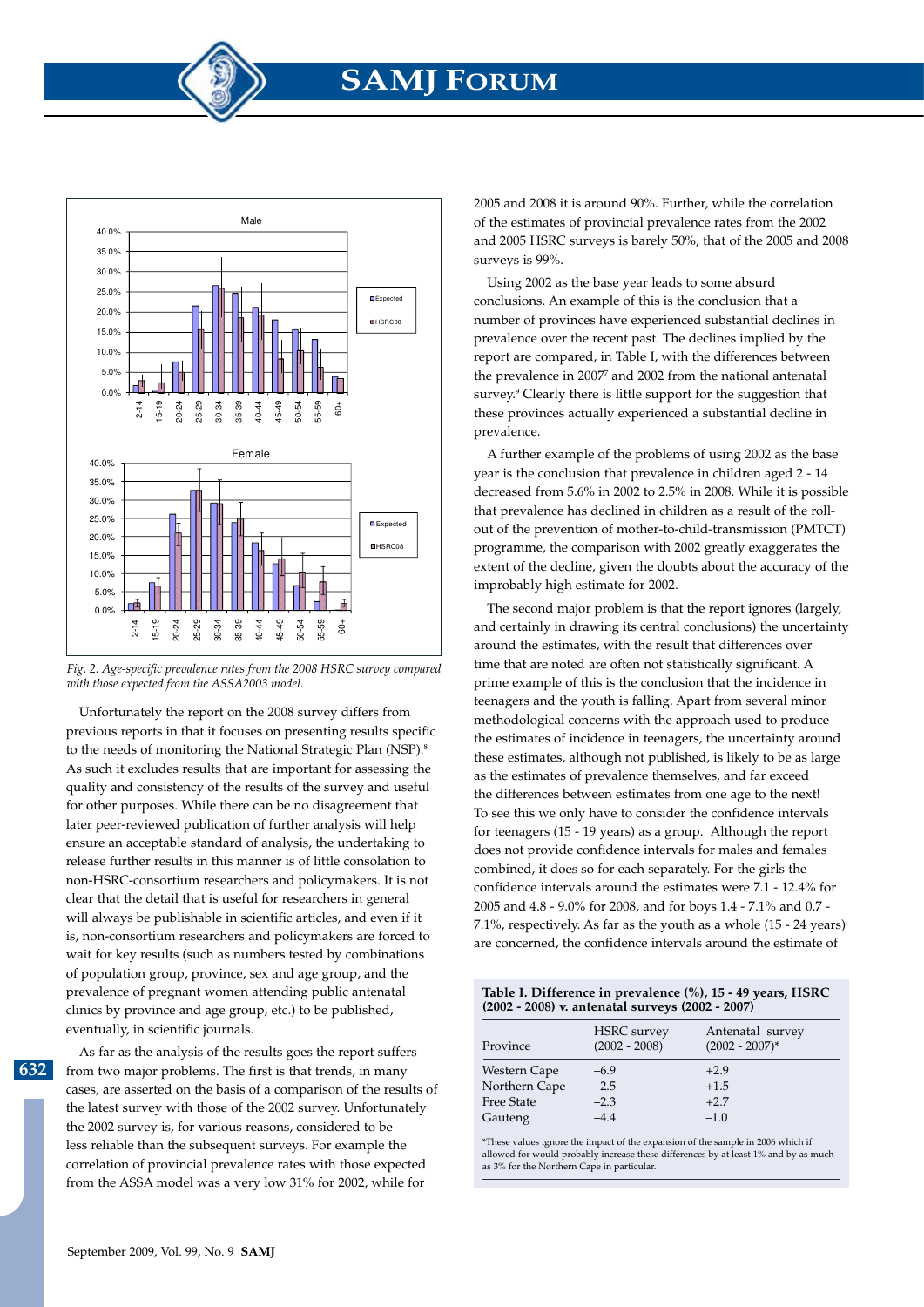Fig. 2. Age-specific prevalence rates from the 2008 HSRC survey compared with those expected from the ASSA2003 model.

Unfortunately the report on the 2008 survey differs from previous reports in that it focuses on presenting results specific to the needs of monitoring the National Strategic Plan (NSP).[8] As such it excludes results that are important for assessing the quality and consistency of the results of the survey and useful for other purposes. While there can be no disagreement that later peer-reviewed publication of further analysis will help ensure an acceptable standard of analysis, the undertaking to release further results in this manner is of little consolation to non-HSRC-consortium researchers and policymakers. It is not clear that the detail that is useful for researchers in general will always be publishable in scientific articles, and even if it is, non-consortium researchers and policymakers are forced to wait for key results (such as numbers tested by combinations of population group, province, sex and age group, and the prevalence of pregnant women attending public antenatal clinics by province and age group, etc.) to be published, eventually, in scientific journals.

As far as the analysis of the results goes the report suffers from two major problems. The first is that trends, in many cases, are asserted on the basis of a comparison of the results of the latest survey with those of the 2002 survey. Unfortunately the 2002 survey is, for various reasons, considered to be less reliable than the subsequent surveys. For example the correlation of provincial prevalence rates with those expected from the ASSA model was a very low 31% for 2002, while for 2005 and 2008 it is around 90%. Further, while the correlation of the estimates of provincial prevalence rates from the 2002 and 2005 HSRC surveys is barely 50%, that of the 2005 and 2008 surveys is 99%.

Using 2002 as the base year leads to some absurd conclusions. An example of this is the conclusion that a number of provinces have experienced substantial declines in prevalence over the recent past. The declines implied by the report are compared, in Table I, with the differences between the prevalence in 2007[7] and 2002 from the national antenatal survey.[9] Clearly there is little support for the suggestion that these provinces actually experienced a substantial decline in prevalence.

A further example of the problems of using 2002 as the base year is the conclusion that prevalence in children aged 2 - 14 decreased from 5.6% in 2002 to 2.5% in 2008. While it is possible that prevalence has declined in children as a result of the roll-out of the prevention of mother-to-child-transmission (PMTCT) programme, the comparison with 2002 greatly exaggerates the extent of the decline, given the doubts about the accuracy of the improbably high estimate for 2002.

The second major problem is that the report ignores (largely, and certainly in drawing its central conclusions) the uncertainty around the estimates, with the result that differences over time that are noted are often not statistically significant. A prime example of this is the conclusion that the incidence in teenagers and the youth is falling. Apart from several minor methodological concerns with the approach used to produce the estimates of incidence in teenagers, the uncertainty around these estimates, although not published, is likely to be as large as the estimates of prevalence themselves, and far exceed the differences between estimates from one age to the next! To see this we only have to consider the confidence intervals for teenagers (15 - 19 years) as a group. Although the report does not provide confidence intervals for males and females combined, it does so for each separately. For the girls the confidence intervals around the estimates were 7.1 - 12.4% for 2005 and 4.8 - 9.0% for 2008, and for boys 1.4 - 7.1% and 0.7 - 7.1%, respectively. As far as the youth as a whole (15 - 24 years) are concerned, the confidence intervals around the estimate of

**Table I. Difference in prevalence (%), 15 - 49 years, HSRC (2002 - 2008) v. antenatal surveys (2002 - 2007)**

| Province | HSRC survey (2002 - 2008) | Antenatal survey (2002 - 2007)* |
|---|---|---|
| Western Cape | –6.9 | +2.9 |
| Northern Cape | –2.5 | +1.5 |
| Free State | –2.3 | +2.7 |
| Gauteng | –4.4 | –1.0 |

*These values ignore the impact of the expansion of the sample in 2006 which if allowed for would probably increase these differences by at least 1% and by as much as 3% for the Northern Cape in particular.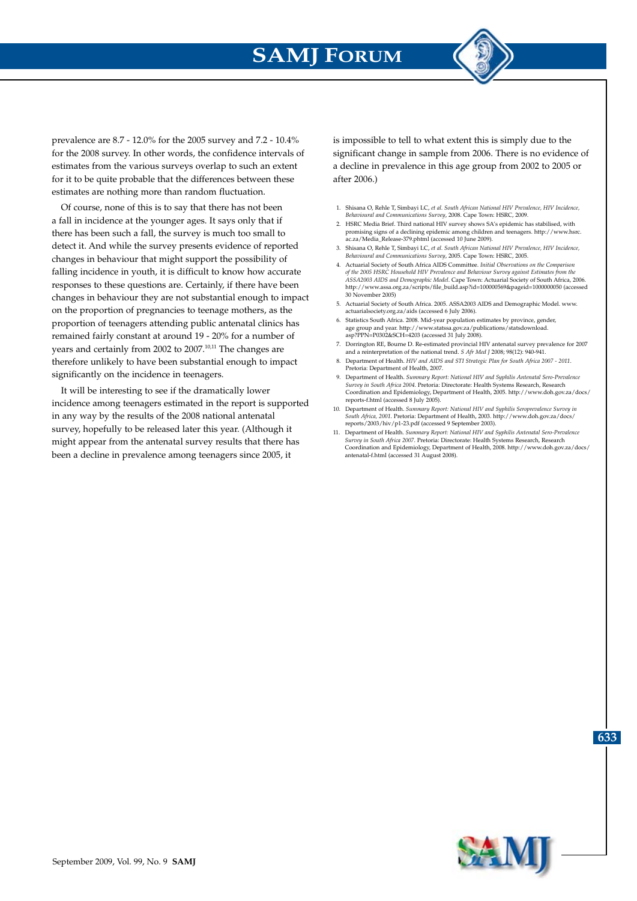prevalence are 8.7 - 12.0% for the 2005 survey and 7.2 - 10.4% for the 2008 survey. In other words, the confidence intervals of estimates from the various surveys overlap to such an extent for it to be quite probable that the differences between these estimates are nothing more than random fluctuation.

Of course, none of this is to say that there has not been a fall in incidence at the younger ages. It says only that if there has been such a fall, the survey is much too small to detect it. And while the survey presents evidence of reported changes in behaviour that might support the possibility of falling incidence in youth, it is difficult to know how accurate responses to these questions are. Certainly, if there have been changes in behaviour they are not substantial enough to impact on the proportion of pregnancies to teenage mothers, as the proportion of teenagers attending public antenatal clinics has remained fairly constant at around 19 - 20% for a number of years and certainly from 2002 to 2007.[10,11] The changes are therefore unlikely to have been substantial enough to impact significantly on the incidence in teenagers.

It will be interesting to see if the dramatically lower incidence among teenagers estimated in the report is supported in any way by the results of the 2008 national antenatal survey, hopefully to be released later this year. (Although it might appear from the antenatal survey results that there has been a decline in prevalence among teenagers since 2005, it is impossible to tell to what extent this is simply due to the significant change in sample from 2006. There is no evidence of a decline in prevalence in this age group from 2002 to 2005 or after 2006.)

1. Shisana O, Rehle T, Simbayi LC, *et al. South African National HIV Prevalence, HIV Incidence, Behavioural and Communications Survey*, 2008. Cape Town: HSRC, 2009.
2. HSRC Media Brief. Third national HIV survey shows SA's epidemic has stabilised, with promising signs of a declining epidemic among children and teenagers. http://www.hsrc.ac.za/Media_Release-379.phtml (accessed 10 June 2009).
3. Shisana O, Rehle T, Simbayi LC, *et al. South African National HIV Prevalence, HIV Incidence, Behavioural and Communications Survey*, 2005. Cape Town: HSRC, 2005.
4. Actuarial Society of South Africa AIDS Committee. *Initial Observations on the Comparison of the 2005 HSRC Household HIV Prevalence and Behaviour Survey against Estimates from the ASSA2003 AIDS and Demographic Model*. Cape Town: Actuarial Society of South Africa, 2006. http://www.assa.org.za/scripts/file_build.asp?id=100000569&pageid=1000000050 (accessed 30 November 2005)
5. Actuarial Society of South Africa. 2005. ASSA2003 AIDS and Demographic Model. www.actuarialsociety.org.za/aids (accessed 6 July 2006).
6. Statistics South Africa. 2008. Mid-year population estimates by province, gender, age group and year. http://www.statssa.gov.za/publications/statsdownload.asp?PPN=P0302&SCH=4203 (accessed 31 July 2008).
7. Dorrington RE, Bourne D. Re-estimated provincial HIV antenatal survey prevalence for 2007 and a reinterpretation of the national trend. *S Afr Med J* 2008; 98(12): 940-941.
8. Department of Health. *HIV and AIDS and STI Strategic Plan for South Africa 2007 - 2011*. Pretoria: Department of Health, 2007.
9. Department of Health. *Summary Report: National HIV and Syphilis Antenatal Sero-Prevalence Survey in South Africa 2004*. Pretoria: Directorate: Health Systems Research, Research Coordination and Epidemiology, Department of Health, 2005. http://www.doh.gov.za/docs/reports-f.html (accessed 8 July 2005).
10. Department of Health. *Summary Report: National HIV and Syphilis Seroprevalence Survey in South Africa, 2001*. Pretoria: Department of Health, 2003. http://www.doh.gov.za/docs/reports/2003/hiv/p1-23.pdf (accessed 9 September 2003).
11. Department of Health. *Summary Report: National HIV and Syphilis Antenatal Sero-Prevalence Survey in South Africa 2007*. Pretoria: Directorate: Health Systems Research, Research Coordination and Epidemiology, Department of Health, 2008. http://www.doh.gov.za/docs/antenatal-f.html (accessed 31 August 2008).